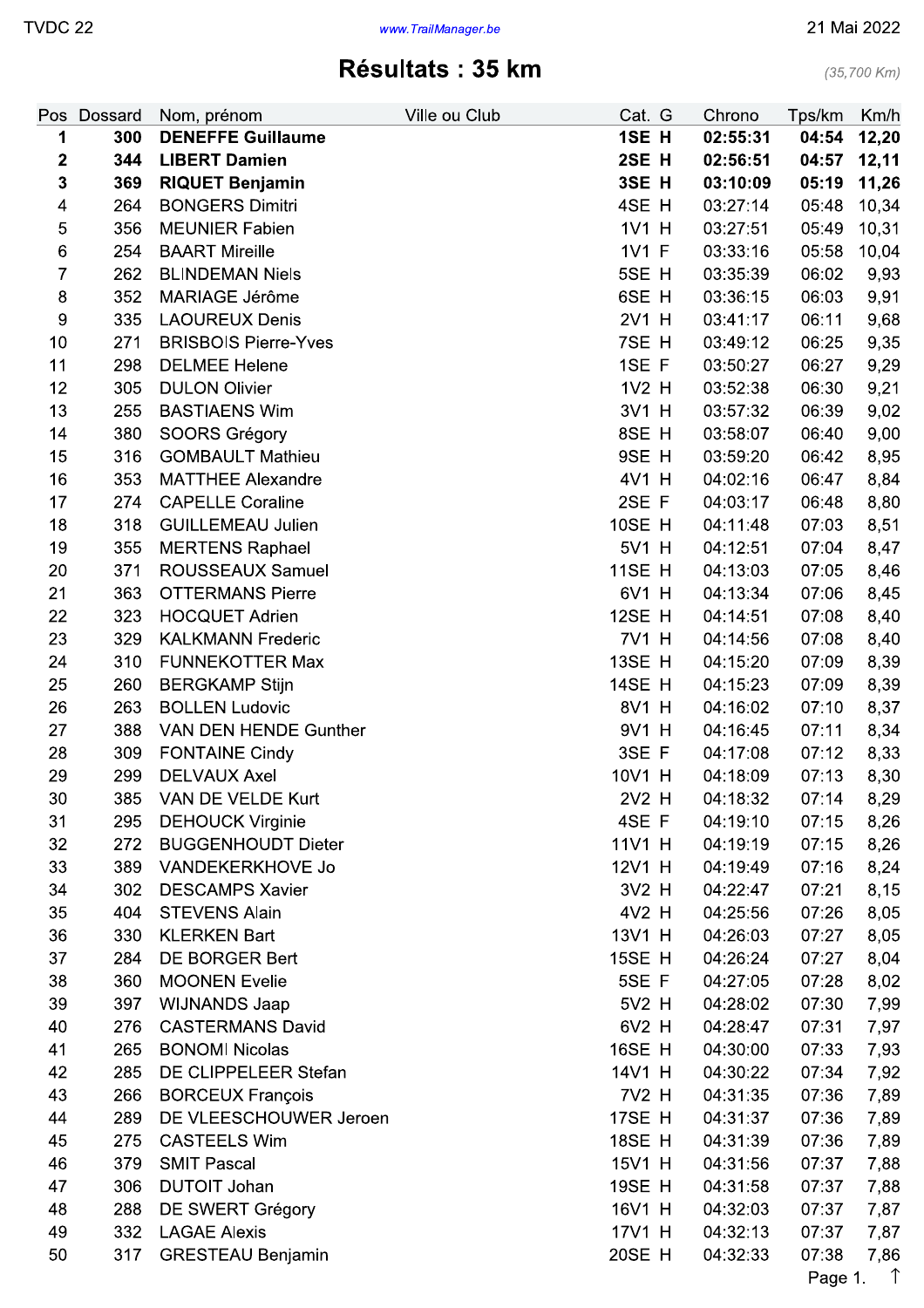TVDC 22 — www.TrailManager.be — 21 Mai 2022

# Résultats : 35 km

*(35,700 Km)*

| Pos | Dossard | Nom, prénom | Ville ou Club | Cat. | G | Chrono | Tps/km | Km/h |
|---|---|---|---|---|---|---|---|---|
| **1** | **300** | **DENEFFE Guillaume** | | **1SE** | **H** | **02:55:31** | **04:54** | **12,20** |
| **2** | **344** | **LIBERT Damien** | | **2SE** | **H** | **02:56:51** | **04:57** | **12,11** |
| **3** | **369** | **RIQUET Benjamin** | | **3SE** | **H** | **03:10:09** | **05:19** | **11,26** |
| 4 | 264 | BONGERS Dimitri | | 4SE | H | 03:27:14 | 05:48 | 10,34 |
| 5 | 356 | MEUNIER Fabien | | 1V1 | H | 03:27:51 | 05:49 | 10,31 |
| 6 | 254 | BAART Mireille | | 1V1 | F | 03:33:16 | 05:58 | 10,04 |
| 7 | 262 | BLINDEMAN Niels | | 5SE | H | 03:35:39 | 06:02 | 9,93 |
| 8 | 352 | MARIAGE Jérôme | | 6SE | H | 03:36:15 | 06:03 | 9,91 |
| 9 | 335 | LAOUREUX Denis | | 2V1 | H | 03:41:17 | 06:11 | 9,68 |
| 10 | 271 | BRISBOIS Pierre-Yves | | 7SE | H | 03:49:12 | 06:25 | 9,35 |
| 11 | 298 | DELMEE Helene | | 1SE | F | 03:50:27 | 06:27 | 9,29 |
| 12 | 305 | DULON Olivier | | 1V2 | H | 03:52:38 | 06:30 | 9,21 |
| 13 | 255 | BASTIAENS Wim | | 3V1 | H | 03:57:32 | 06:39 | 9,02 |
| 14 | 380 | SOORS Grégory | | 8SE | H | 03:58:07 | 06:40 | 9,00 |
| 15 | 316 | GOMBAULT Mathieu | | 9SE | H | 03:59:20 | 06:42 | 8,95 |
| 16 | 353 | MATTHEE Alexandre | | 4V1 | H | 04:02:16 | 06:47 | 8,84 |
| 17 | 274 | CAPELLE Coraline | | 2SE | F | 04:03:17 | 06:48 | 8,80 |
| 18 | 318 | GUILLEMEAU Julien | | 10SE | H | 04:11:48 | 07:03 | 8,51 |
| 19 | 355 | MERTENS Raphael | | 5V1 | H | 04:12:51 | 07:04 | 8,47 |
| 20 | 371 | ROUSSEAUX Samuel | | 11SE | H | 04:13:03 | 07:05 | 8,46 |
| 21 | 363 | OTTERMANS Pierre | | 6V1 | H | 04:13:34 | 07:06 | 8,45 |
| 22 | 323 | HOCQUET Adrien | | 12SE | H | 04:14:51 | 07:08 | 8,40 |
| 23 | 329 | KALKMANN Frederic | | 7V1 | H | 04:14:56 | 07:08 | 8,40 |
| 24 | 310 | FUNNEKOTTER Max | | 13SE | H | 04:15:20 | 07:09 | 8,39 |
| 25 | 260 | BERGKAMP Stijn | | 14SE | H | 04:15:23 | 07:09 | 8,39 |
| 26 | 263 | BOLLEN Ludovic | | 8V1 | H | 04:16:02 | 07:10 | 8,37 |
| 27 | 388 | VAN DEN HENDE Gunther | | 9V1 | H | 04:16:45 | 07:11 | 8,34 |
| 28 | 309 | FONTAINE Cindy | | 3SE | F | 04:17:08 | 07:12 | 8,33 |
| 29 | 299 | DELVAUX Axel | | 10V1 | H | 04:18:09 | 07:13 | 8,30 |
| 30 | 385 | VAN DE VELDE Kurt | | 2V2 | H | 04:18:32 | 07:14 | 8,29 |
| 31 | 295 | DEHOUCK Virginie | | 4SE | F | 04:19:10 | 07:15 | 8,26 |
| 32 | 272 | BUGGENHOUDT Dieter | | 11V1 | H | 04:19:19 | 07:15 | 8,26 |
| 33 | 389 | VANDEKERKHOVE Jo | | 12V1 | H | 04:19:49 | 07:16 | 8,24 |
| 34 | 302 | DESCAMPS Xavier | | 3V2 | H | 04:22:47 | 07:21 | 8,15 |
| 35 | 404 | STEVENS Alain | | 4V2 | H | 04:25:56 | 07:26 | 8,05 |
| 36 | 330 | KLERKEN Bart | | 13V1 | H | 04:26:03 | 07:27 | 8,05 |
| 37 | 284 | DE BORGER Bert | | 15SE | H | 04:26:24 | 07:27 | 8,04 |
| 38 | 360 | MOONEN Evelie | | 5SE | F | 04:27:05 | 07:28 | 8,02 |
| 39 | 397 | WIJNANDS Jaap | | 5V2 | H | 04:28:02 | 07:30 | 7,99 |
| 40 | 276 | CASTERMANS David | | 6V2 | H | 04:28:47 | 07:31 | 7,97 |
| 41 | 265 | BONOMI Nicolas | | 16SE | H | 04:30:00 | 07:33 | 7,93 |
| 42 | 285 | DE CLIPPELEER Stefan | | 14V1 | H | 04:30:22 | 07:34 | 7,92 |
| 43 | 266 | BORCEUX François | | 7V2 | H | 04:31:35 | 07:36 | 7,89 |
| 44 | 289 | DE VLEESCHOUWER Jeroen | | 17SE | H | 04:31:37 | 07:36 | 7,89 |
| 45 | 275 | CASTEELS Wim | | 18SE | H | 04:31:39 | 07:36 | 7,89 |
| 46 | 379 | SMIT Pascal | | 15V1 | H | 04:31:56 | 07:37 | 7,88 |
| 47 | 306 | DUTOIT Johan | | 19SE | H | 04:31:58 | 07:37 | 7,88 |
| 48 | 288 | DE SWERT Grégory | | 16V1 | H | 04:32:03 | 07:37 | 7,87 |
| 49 | 332 | LAGAE Alexis | | 17V1 | H | 04:32:13 | 07:37 | 7,87 |
| 50 | 317 | GRESTEAU Benjamin | | 20SE | H | 04:32:33 | 07:38 | 7,86 |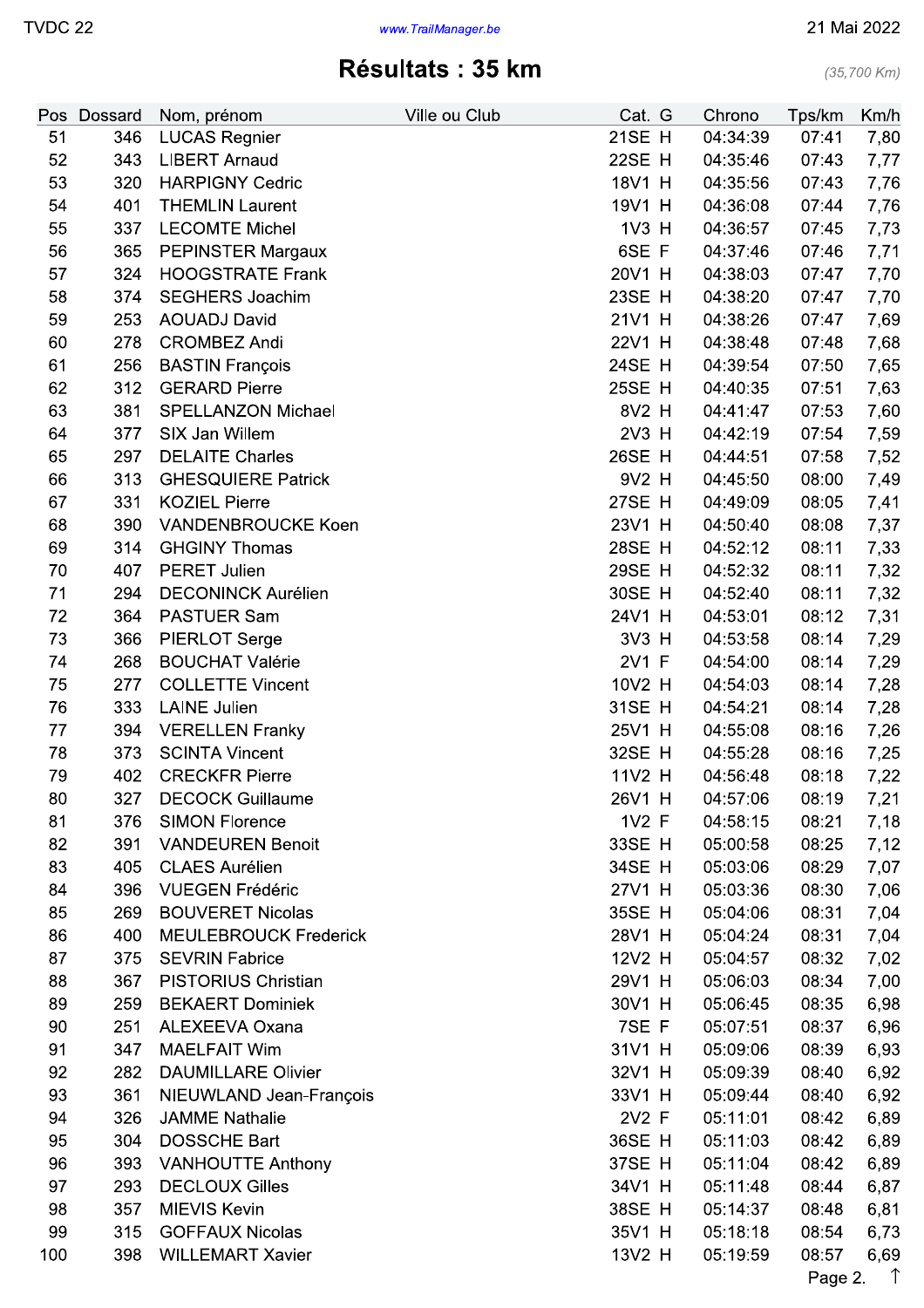## Résultats : 35 km

*(35,700 Km)*

| Pos | Dossard | Nom, prénom | Ville ou Club | Cat. | G | Chrono | Tps/km | Km/h |
|---|---|---|---|---|---|---|---|---|
| 51 | 346 | LUCAS Regnier | | 21SE | H | 04:34:39 | 07:41 | 7,80 |
| 52 | 343 | LIBERT Arnaud | | 22SE | H | 04:35:46 | 07:43 | 7,77 |
| 53 | 320 | HARPIGNY Cedric | | 18V1 | H | 04:35:56 | 07:43 | 7,76 |
| 54 | 401 | THEMLIN Laurent | | 19V1 | H | 04:36:08 | 07:44 | 7,76 |
| 55 | 337 | LECOMTE Michel | | 1V3 | H | 04:36:57 | 07:45 | 7,73 |
| 56 | 365 | PEPINSTER Margaux | | 6SE | F | 04:37:46 | 07:46 | 7,71 |
| 57 | 324 | HOOGSTRATE Frank | | 20V1 | H | 04:38:03 | 07:47 | 7,70 |
| 58 | 374 | SEGHERS Joachim | | 23SE | H | 04:38:20 | 07:47 | 7,70 |
| 59 | 253 | AOUADJ David | | 21V1 | H | 04:38:26 | 07:47 | 7,69 |
| 60 | 278 | CROMBEZ Andi | | 22V1 | H | 04:38:48 | 07:48 | 7,68 |
| 61 | 256 | BASTIN François | | 24SE | H | 04:39:54 | 07:50 | 7,65 |
| 62 | 312 | GERARD Pierre | | 25SE | H | 04:40:35 | 07:51 | 7,63 |
| 63 | 381 | SPELLANZON Michael | | 8V2 | H | 04:41:47 | 07:53 | 7,60 |
| 64 | 377 | SIX Jan Willem | | 2V3 | H | 04:42:19 | 07:54 | 7,59 |
| 65 | 297 | DELAITE Charles | | 26SE | H | 04:44:51 | 07:58 | 7,52 |
| 66 | 313 | GHESQUIERE Patrick | | 9V2 | H | 04:45:50 | 08:00 | 7,49 |
| 67 | 331 | KOZIEL Pierre | | 27SE | H | 04:49:09 | 08:05 | 7,41 |
| 68 | 390 | VANDENBROUCKE Koen | | 23V1 | H | 04:50:40 | 08:08 | 7,37 |
| 69 | 314 | GHGINY Thomas | | 28SE | H | 04:52:12 | 08:11 | 7,33 |
| 70 | 407 | PERET Julien | | 29SE | H | 04:52:32 | 08:11 | 7,32 |
| 71 | 294 | DECONINCK Aurélien | | 30SE | H | 04:52:40 | 08:11 | 7,32 |
| 72 | 364 | PASTUER Sam | | 24V1 | H | 04:53:01 | 08:12 | 7,31 |
| 73 | 366 | PIERLOT Serge | | 3V3 | H | 04:53:58 | 08:14 | 7,29 |
| 74 | 268 | BOUCHAT Valérie | | 2V1 | F | 04:54:00 | 08:14 | 7,29 |
| 75 | 277 | COLLETTE Vincent | | 10V2 | H | 04:54:03 | 08:14 | 7,28 |
| 76 | 333 | LAINE Julien | | 31SE | H | 04:54:21 | 08:14 | 7,28 |
| 77 | 394 | VERELLEN Franky | | 25V1 | H | 04:55:08 | 08:16 | 7,26 |
| 78 | 373 | SCINTA Vincent | | 32SE | H | 04:55:28 | 08:16 | 7,25 |
| 79 | 402 | CRECKFR Pierre | | 11V2 | H | 04:56:48 | 08:18 | 7,22 |
| 80 | 327 | DECOCK Guillaume | | 26V1 | H | 04:57:06 | 08:19 | 7,21 |
| 81 | 376 | SIMON Florence | | 1V2 | F | 04:58:15 | 08:21 | 7,18 |
| 82 | 391 | VANDEUREN Benoit | | 33SE | H | 05:00:58 | 08:25 | 7,12 |
| 83 | 405 | CLAES Aurélien | | 34SE | H | 05:03:06 | 08:29 | 7,07 |
| 84 | 396 | VUEGEN Frédéric | | 27V1 | H | 05:03:36 | 08:30 | 7,06 |
| 85 | 269 | BOUVERET Nicolas | | 35SE | H | 05:04:06 | 08:31 | 7,04 |
| 86 | 400 | MEULEBROUCK Frederick | | 28V1 | H | 05:04:24 | 08:31 | 7,04 |
| 87 | 375 | SEVRIN Fabrice | | 12V2 | H | 05:04:57 | 08:32 | 7,02 |
| 88 | 367 | PISTORIUS Christian | | 29V1 | H | 05:06:03 | 08:34 | 7,00 |
| 89 | 259 | BEKAERT Dominiek | | 30V1 | H | 05:06:45 | 08:35 | 6,98 |
| 90 | 251 | ALEXEEVA Oxana | | 7SE | F | 05:07:51 | 08:37 | 6,96 |
| 91 | 347 | MAELFAIT Wim | | 31V1 | H | 05:09:06 | 08:39 | 6,93 |
| 92 | 282 | DAUMILLARE Olivier | | 32V1 | H | 05:09:39 | 08:40 | 6,92 |
| 93 | 361 | NIEUWLAND Jean-François | | 33V1 | H | 05:09:44 | 08:40 | 6,92 |
| 94 | 326 | JAMME Nathalie | | 2V2 | F | 05:11:01 | 08:42 | 6,89 |
| 95 | 304 | DOSSCHE Bart | | 36SE | H | 05:11:03 | 08:42 | 6,89 |
| 96 | 393 | VANHOUTTE Anthony | | 37SE | H | 05:11:04 | 08:42 | 6,89 |
| 97 | 293 | DECLOUX Gilles | | 34V1 | H | 05:11:48 | 08:44 | 6,87 |
| 98 | 357 | MIEVIS Kevin | | 38SE | H | 05:14:37 | 08:48 | 6,81 |
| 99 | 315 | GOFFAUX Nicolas | | 35V1 | H | 05:18:18 | 08:54 | 6,73 |
| 100 | 398 | WILLEMART Xavier | | 13V2 | H | 05:19:59 | 08:57 | 6,69 |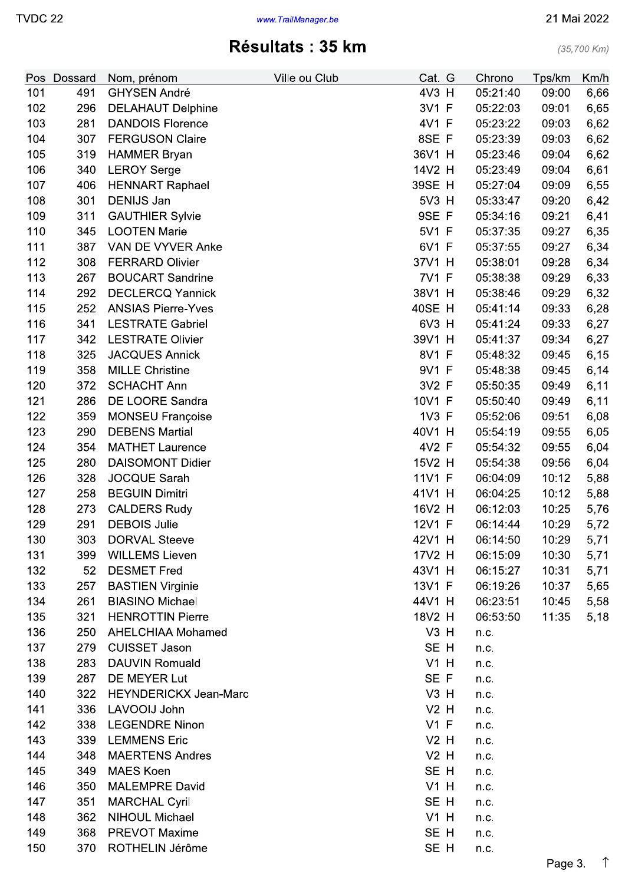# Résultats : 35 km

*(35,700 Km)*

| Pos | Dossard | Nom, prénom | Ville ou Club | Cat. | G | Chrono | Tps/km | Km/h |
|---|---|---|---|---|---|---|---|---|
| 101 | 491 | GHYSEN André | | 4V3 | H | 05:21:40 | 09:00 | 6,66 |
| 102 | 296 | DELAHAUT Delphine | | 3V1 | F | 05:22:03 | 09:01 | 6,65 |
| 103 | 281 | DANDOIS Florence | | 4V1 | F | 05:23:22 | 09:03 | 6,62 |
| 104 | 307 | FERGUSON Claire | | 8SE | F | 05:23:39 | 09:03 | 6,62 |
| 105 | 319 | HAMMER Bryan | | 36V1 | H | 05:23:46 | 09:04 | 6,62 |
| 106 | 340 | LEROY Serge | | 14V2 | H | 05:23:49 | 09:04 | 6,61 |
| 107 | 406 | HENNART Raphael | | 39SE | H | 05:27:04 | 09:09 | 6,55 |
| 108 | 301 | DENIJS Jan | | 5V3 | H | 05:33:47 | 09:20 | 6,42 |
| 109 | 311 | GAUTHIER Sylvie | | 9SE | F | 05:34:16 | 09:21 | 6,41 |
| 110 | 345 | LOOTEN Marie | | 5V1 | F | 05:37:35 | 09:27 | 6,35 |
| 111 | 387 | VAN DE VYVER Anke | | 6V1 | F | 05:37:55 | 09:27 | 6,34 |
| 112 | 308 | FERRARD Olivier | | 37V1 | H | 05:38:01 | 09:28 | 6,34 |
| 113 | 267 | BOUCART Sandrine | | 7V1 | F | 05:38:38 | 09:29 | 6,33 |
| 114 | 292 | DECLERCQ Yannick | | 38V1 | H | 05:38:46 | 09:29 | 6,32 |
| 115 | 252 | ANSIAS Pierre-Yves | | 40SE | H | 05:41:14 | 09:33 | 6,28 |
| 116 | 341 | LESTRATE Gabriel | | 6V3 | H | 05:41:24 | 09:33 | 6,27 |
| 117 | 342 | LESTRATE Olivier | | 39V1 | H | 05:41:37 | 09:34 | 6,27 |
| 118 | 325 | JACQUES Annick | | 8V1 | F | 05:48:32 | 09:45 | 6,15 |
| 119 | 358 | MILLE Christine | | 9V1 | F | 05:48:38 | 09:45 | 6,14 |
| 120 | 372 | SCHACHT Ann | | 3V2 | F | 05:50:35 | 09:49 | 6,11 |
| 121 | 286 | DE LOORE Sandra | | 10V1 | F | 05:50:40 | 09:49 | 6,11 |
| 122 | 359 | MONSEU Françoise | | 1V3 | F | 05:52:06 | 09:51 | 6,08 |
| 123 | 290 | DEBENS Martial | | 40V1 | H | 05:54:19 | 09:55 | 6,05 |
| 124 | 354 | MATHET Laurence | | 4V2 | F | 05:54:32 | 09:55 | 6,04 |
| 125 | 280 | DAISOMONT Didier | | 15V2 | H | 05:54:38 | 09:56 | 6,04 |
| 126 | 328 | JOCQUE Sarah | | 11V1 | F | 06:04:09 | 10:12 | 5,88 |
| 127 | 258 | BEGUIN Dimitri | | 41V1 | H | 06:04:25 | 10:12 | 5,88 |
| 128 | 273 | CALDERS Rudy | | 16V2 | H | 06:12:03 | 10:25 | 5,76 |
| 129 | 291 | DEBOIS Julie | | 12V1 | F | 06:14:44 | 10:29 | 5,72 |
| 130 | 303 | DORVAL Steeve | | 42V1 | H | 06:14:50 | 10:29 | 5,71 |
| 131 | 399 | WILLEMS Lieven | | 17V2 | H | 06:15:09 | 10:30 | 5,71 |
| 132 | 52 | DESMET Fred | | 43V1 | H | 06:15:27 | 10:31 | 5,71 |
| 133 | 257 | BASTIEN Virginie | | 13V1 | F | 06:19:26 | 10:37 | 5,65 |
| 134 | 261 | BIASINO Michael | | 44V1 | H | 06:23:51 | 10:45 | 5,58 |
| 135 | 321 | HENROTTIN Pierre | | 18V2 | H | 06:53:50 | 11:35 | 5,18 |
| 136 | 250 | AHELCHIAA Mohamed | | V3 | H | n.c. | | |
| 137 | 279 | CUISSET Jason | | SE | H | n.c. | | |
| 138 | 283 | DAUVIN Romuald | | V1 | H | n.c. | | |
| 139 | 287 | DE MEYER Lut | | SE | F | n.c. | | |
| 140 | 322 | HEYNDERICKX Jean-Marc | | V3 | H | n.c. | | |
| 141 | 336 | LAVOOIJ John | | V2 | H | n.c. | | |
| 142 | 338 | LEGENDRE Ninon | | V1 | F | n.c. | | |
| 143 | 339 | LEMMENS Eric | | V2 | H | n.c. | | |
| 144 | 348 | MAERTENS Andres | | V2 | H | n.c. | | |
| 145 | 349 | MAES Koen | | SE | H | n.c. | | |
| 146 | 350 | MALEMPRE David | | V1 | H | n.c. | | |
| 147 | 351 | MARCHAL Cyril | | SE | H | n.c. | | |
| 148 | 362 | NIHOUL Michael | | V1 | H | n.c. | | |
| 149 | 368 | PREVOT Maxime | | SE | H | n.c. | | |
| 150 | 370 | ROTHELIN Jérôme | | SE | H | n.c. | | |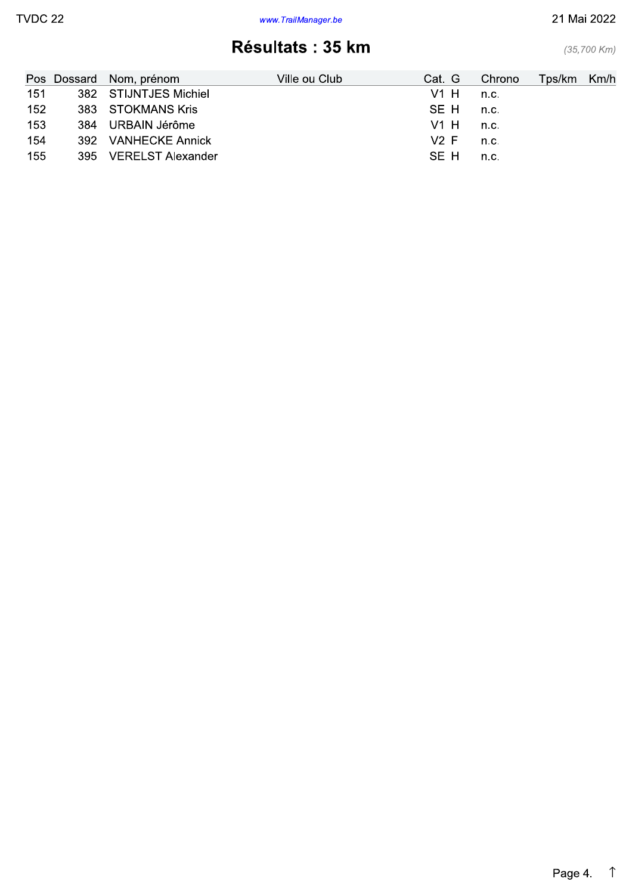## Résultats : 35 km

*(35,700 Km)*

| Pos | Dossard | Nom, prénom | Ville ou Club | Cat. | G | Chrono | Tps/km | Km/h |
|---|---|---|---|---|---|---|---|---|
| 151 | 382 | STIJNTJES Michiel | | V1 | H | n.c. | | |
| 152 | 383 | STOKMANS Kris | | SE | H | n.c. | | |
| 153 | 384 | URBAIN Jérôme | | V1 | H | n.c. | | |
| 154 | 392 | VANHECKE Annick | | V2 | F | n.c. | | |
| 155 | 395 | VERELST Alexander | | SE | H | n.c. | | |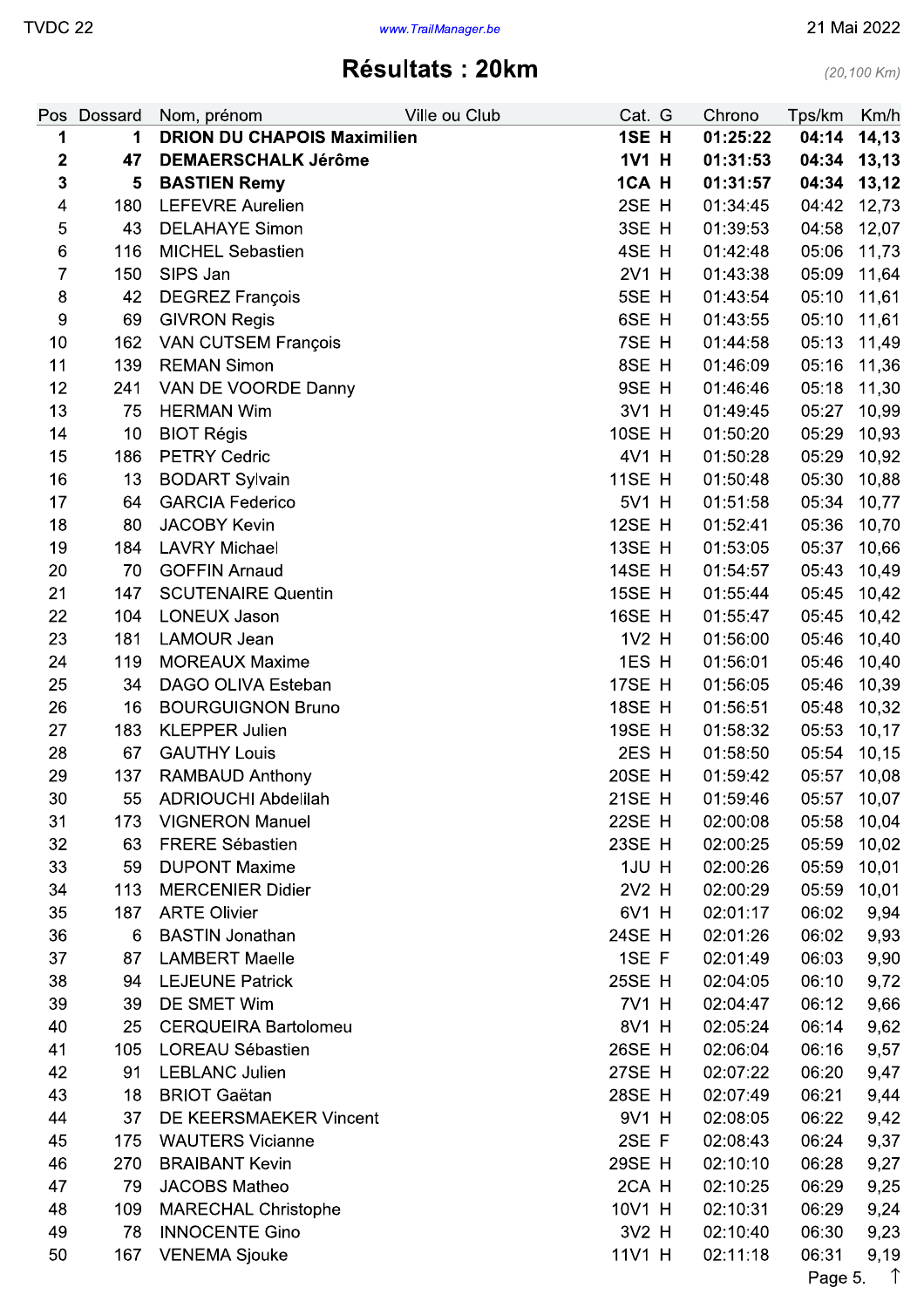# Résultats : 20km

*(20,100 Km)*

| Pos | Dossard | Nom, prénom | Ville ou Club | Cat. | G | Chrono | Tps/km | Km/h |
|---|---|---|---|---|---|---|---|---|
| **1** | **1** | **DRION DU CHAPOIS Maximilien** | | **1SE** | **H** | **01:25:22** | **04:14** | **14,13** |
| **2** | **47** | **DEMAERSCHALK Jérôme** | | **1V1** | **H** | **01:31:53** | **04:34** | **13,13** |
| **3** | **5** | **BASTIEN Remy** | | **1CA** | **H** | **01:31:57** | **04:34** | **13,12** |
| 4 | 180 | LEFEVRE Aurelien | | 2SE | H | 01:34:45 | 04:42 | 12,73 |
| 5 | 43 | DELAHAYE Simon | | 3SE | H | 01:39:53 | 04:58 | 12,07 |
| 6 | 116 | MICHEL Sebastien | | 4SE | H | 01:42:48 | 05:06 | 11,73 |
| 7 | 150 | SIPS Jan | | 2V1 | H | 01:43:38 | 05:09 | 11,64 |
| 8 | 42 | DEGREZ François | | 5SE | H | 01:43:54 | 05:10 | 11,61 |
| 9 | 69 | GIVRON Regis | | 6SE | H | 01:43:55 | 05:10 | 11,61 |
| 10 | 162 | VAN CUTSEM François | | 7SE | H | 01:44:58 | 05:13 | 11,49 |
| 11 | 139 | REMAN Simon | | 8SE | H | 01:46:09 | 05:16 | 11,36 |
| 12 | 241 | VAN DE VOORDE Danny | | 9SE | H | 01:46:46 | 05:18 | 11,30 |
| 13 | 75 | HERMAN Wim | | 3V1 | H | 01:49:45 | 05:27 | 10,99 |
| 14 | 10 | BIOT Régis | | 10SE | H | 01:50:20 | 05:29 | 10,93 |
| 15 | 186 | PETRY Cedric | | 4V1 | H | 01:50:28 | 05:29 | 10,92 |
| 16 | 13 | BODART Sylvain | | 11SE | H | 01:50:48 | 05:30 | 10,88 |
| 17 | 64 | GARCIA Federico | | 5V1 | H | 01:51:58 | 05:34 | 10,77 |
| 18 | 80 | JACOBY Kevin | | 12SE | H | 01:52:41 | 05:36 | 10,70 |
| 19 | 184 | LAVRY Michael | | 13SE | H | 01:53:05 | 05:37 | 10,66 |
| 20 | 70 | GOFFIN Arnaud | | 14SE | H | 01:54:57 | 05:43 | 10,49 |
| 21 | 147 | SCUTENAIRE Quentin | | 15SE | H | 01:55:44 | 05:45 | 10,42 |
| 22 | 104 | LONEUX Jason | | 16SE | H | 01:55:47 | 05:45 | 10,42 |
| 23 | 181 | LAMOUR Jean | | 1V2 | H | 01:56:00 | 05:46 | 10,40 |
| 24 | 119 | MOREAUX Maxime | | 1ES | H | 01:56:01 | 05:46 | 10,40 |
| 25 | 34 | DAGO OLIVA Esteban | | 17SE | H | 01:56:05 | 05:46 | 10,39 |
| 26 | 16 | BOURGUIGNON Bruno | | 18SE | H | 01:56:51 | 05:48 | 10,32 |
| 27 | 183 | KLEPPER Julien | | 19SE | H | 01:58:32 | 05:53 | 10,17 |
| 28 | 67 | GAUTHY Louis | | 2ES | H | 01:58:50 | 05:54 | 10,15 |
| 29 | 137 | RAMBAUD Anthony | | 20SE | H | 01:59:42 | 05:57 | 10,08 |
| 30 | 55 | ADRIOUCHI Abdelilah | | 21SE | H | 01:59:46 | 05:57 | 10,07 |
| 31 | 173 | VIGNERON Manuel | | 22SE | H | 02:00:08 | 05:58 | 10,04 |
| 32 | 63 | FRERE Sébastien | | 23SE | H | 02:00:25 | 05:59 | 10,02 |
| 33 | 59 | DUPONT Maxime | | 1JU | H | 02:00:26 | 05:59 | 10,01 |
| 34 | 113 | MERCENIER Didier | | 2V2 | H | 02:00:29 | 05:59 | 10,01 |
| 35 | 187 | ARTE Olivier | | 6V1 | H | 02:01:17 | 06:02 | 9,94 |
| 36 | 6 | BASTIN Jonathan | | 24SE | H | 02:01:26 | 06:02 | 9,93 |
| 37 | 87 | LAMBERT Maelle | | 1SE | F | 02:01:49 | 06:03 | 9,90 |
| 38 | 94 | LEJEUNE Patrick | | 25SE | H | 02:04:05 | 06:10 | 9,72 |
| 39 | 39 | DE SMET Wim | | 7V1 | H | 02:04:47 | 06:12 | 9,66 |
| 40 | 25 | CERQUEIRA Bartolomeu | | 8V1 | H | 02:05:24 | 06:14 | 9,62 |
| 41 | 105 | LOREAU Sébastien | | 26SE | H | 02:06:04 | 06:16 | 9,57 |
| 42 | 91 | LEBLANC Julien | | 27SE | H | 02:07:22 | 06:20 | 9,47 |
| 43 | 18 | BRIOT Gaëtan | | 28SE | H | 02:07:49 | 06:21 | 9,44 |
| 44 | 37 | DE KEERSMAEKER Vincent | | 9V1 | H | 02:08:05 | 06:22 | 9,42 |
| 45 | 175 | WAUTERS Vicianne | | 2SE | F | 02:08:43 | 06:24 | 9,37 |
| 46 | 270 | BRAIBANT Kevin | | 29SE | H | 02:10:10 | 06:28 | 9,27 |
| 47 | 79 | JACOBS Matheo | | 2CA | H | 02:10:25 | 06:29 | 9,25 |
| 48 | 109 | MARECHAL Christophe | | 10V1 | H | 02:10:31 | 06:29 | 9,24 |
| 49 | 78 | INNOCENTE Gino | | 3V2 | H | 02:10:40 | 06:30 | 9,23 |
| 50 | 167 | VENEMA Sjouke | | 11V1 | H | 02:11:18 | 06:31 | 9,19 |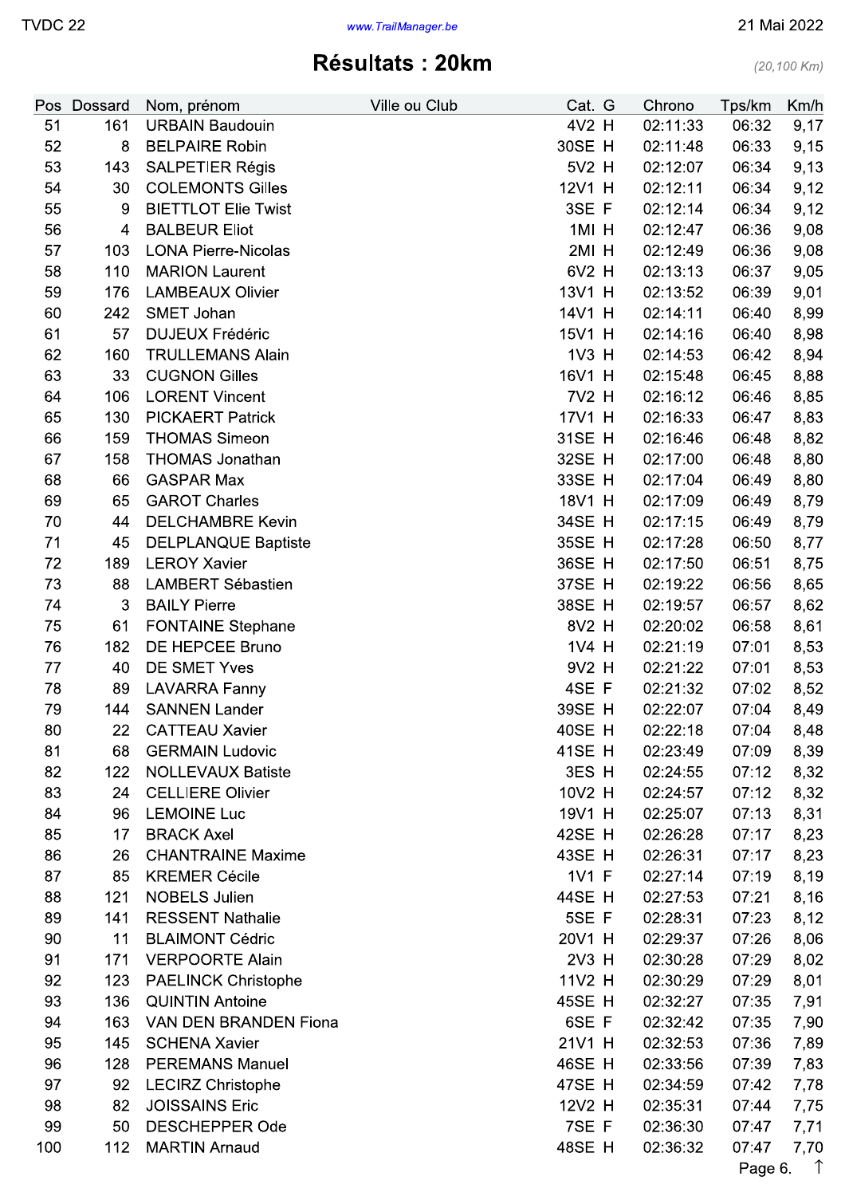# Résultats : 20km

*(20,100 Km)*

| Pos | Dossard | Nom, prénom | Ville ou Club | Cat. | G | Chrono | Tps/km | Km/h |
|---|---|---|---|---|---|---|---|---|
| 51 | 161 | URBAIN Baudouin | | 4V2 | H | 02:11:33 | 06:32 | 9,17 |
| 52 | 8 | BELPAIRE Robin | | 30SE | H | 02:11:48 | 06:33 | 9,15 |
| 53 | 143 | SALPETIER Régis | | 5V2 | H | 02:12:07 | 06:34 | 9,13 |
| 54 | 30 | COLEMONTS Gilles | | 12V1 | H | 02:12:11 | 06:34 | 9,12 |
| 55 | 9 | BIETTLOT Elie Twist | | 3SE | F | 02:12:14 | 06:34 | 9,12 |
| 56 | 4 | BALBEUR Eliot | | 1MI | H | 02:12:47 | 06:36 | 9,08 |
| 57 | 103 | LONA Pierre-Nicolas | | 2MI | H | 02:12:49 | 06:36 | 9,08 |
| 58 | 110 | MARION Laurent | | 6V2 | H | 02:13:13 | 06:37 | 9,05 |
| 59 | 176 | LAMBEAUX Olivier | | 13V1 | H | 02:13:52 | 06:39 | 9,01 |
| 60 | 242 | SMET Johan | | 14V1 | H | 02:14:11 | 06:40 | 8,99 |
| 61 | 57 | DUJEUX Frédéric | | 15V1 | H | 02:14:16 | 06:40 | 8,98 |
| 62 | 160 | TRULLEMANS Alain | | 1V3 | H | 02:14:53 | 06:42 | 8,94 |
| 63 | 33 | CUGNON Gilles | | 16V1 | H | 02:15:48 | 06:45 | 8,88 |
| 64 | 106 | LORENT Vincent | | 7V2 | H | 02:16:12 | 06:46 | 8,85 |
| 65 | 130 | PICKAERT Patrick | | 17V1 | H | 02:16:33 | 06:47 | 8,83 |
| 66 | 159 | THOMAS Simeon | | 31SE | H | 02:16:46 | 06:48 | 8,82 |
| 67 | 158 | THOMAS Jonathan | | 32SE | H | 02:17:00 | 06:48 | 8,80 |
| 68 | 66 | GASPAR Max | | 33SE | H | 02:17:04 | 06:49 | 8,80 |
| 69 | 65 | GAROT Charles | | 18V1 | H | 02:17:09 | 06:49 | 8,79 |
| 70 | 44 | DELCHAMBRE Kevin | | 34SE | H | 02:17:15 | 06:49 | 8,79 |
| 71 | 45 | DELPLANQUE Baptiste | | 35SE | H | 02:17:28 | 06:50 | 8,77 |
| 72 | 189 | LEROY Xavier | | 36SE | H | 02:17:50 | 06:51 | 8,75 |
| 73 | 88 | LAMBERT Sébastien | | 37SE | H | 02:19:22 | 06:56 | 8,65 |
| 74 | 3 | BAILY Pierre | | 38SE | H | 02:19:57 | 06:57 | 8,62 |
| 75 | 61 | FONTAINE Stephane | | 8V2 | H | 02:20:02 | 06:58 | 8,61 |
| 76 | 182 | DE HEPCEE Bruno | | 1V4 | H | 02:21:19 | 07:01 | 8,53 |
| 77 | 40 | DE SMET Yves | | 9V2 | H | 02:21:22 | 07:01 | 8,53 |
| 78 | 89 | LAVARRA Fanny | | 4SE | F | 02:21:32 | 07:02 | 8,52 |
| 79 | 144 | SANNEN Lander | | 39SE | H | 02:22:07 | 07:04 | 8,49 |
| 80 | 22 | CATTEAU Xavier | | 40SE | H | 02:22:18 | 07:04 | 8,48 |
| 81 | 68 | GERMAIN Ludovic | | 41SE | H | 02:23:49 | 07:09 | 8,39 |
| 82 | 122 | NOLLEVAUX Batiste | | 3ES | H | 02:24:55 | 07:12 | 8,32 |
| 83 | 24 | CELLIERE Olivier | | 10V2 | H | 02:24:57 | 07:12 | 8,32 |
| 84 | 96 | LEMOINE Luc | | 19V1 | H | 02:25:07 | 07:13 | 8,31 |
| 85 | 17 | BRACK Axel | | 42SE | H | 02:26:28 | 07:17 | 8,23 |
| 86 | 26 | CHANTRAINE Maxime | | 43SE | H | 02:26:31 | 07:17 | 8,23 |
| 87 | 85 | KREMER Cécile | | 1V1 | F | 02:27:14 | 07:19 | 8,19 |
| 88 | 121 | NOBELS Julien | | 44SE | H | 02:27:53 | 07:21 | 8,16 |
| 89 | 141 | RESSENT Nathalie | | 5SE | F | 02:28:31 | 07:23 | 8,12 |
| 90 | 11 | BLAIMONT Cédric | | 20V1 | H | 02:29:37 | 07:26 | 8,06 |
| 91 | 171 | VERPOORTE Alain | | 2V3 | H | 02:30:28 | 07:29 | 8,02 |
| 92 | 123 | PAELINCK Christophe | | 11V2 | H | 02:30:29 | 07:29 | 8,01 |
| 93 | 136 | QUINTIN Antoine | | 45SE | H | 02:32:27 | 07:35 | 7,91 |
| 94 | 163 | VAN DEN BRANDEN Fiona | | 6SE | F | 02:32:42 | 07:35 | 7,90 |
| 95 | 145 | SCHENA Xavier | | 21V1 | H | 02:32:53 | 07:36 | 7,89 |
| 96 | 128 | PEREMANS Manuel | | 46SE | H | 02:33:56 | 07:39 | 7,83 |
| 97 | 92 | LECIRZ Christophe | | 47SE | H | 02:34:59 | 07:42 | 7,78 |
| 98 | 82 | JOISSAINS Eric | | 12V2 | H | 02:35:31 | 07:44 | 7,75 |
| 99 | 50 | DESCHEPPER Ode | | 7SE | F | 02:36:30 | 07:47 | 7,71 |
| 100 | 112 | MARTIN Arnaud | | 48SE | H | 02:36:32 | 07:47 | 7,70 |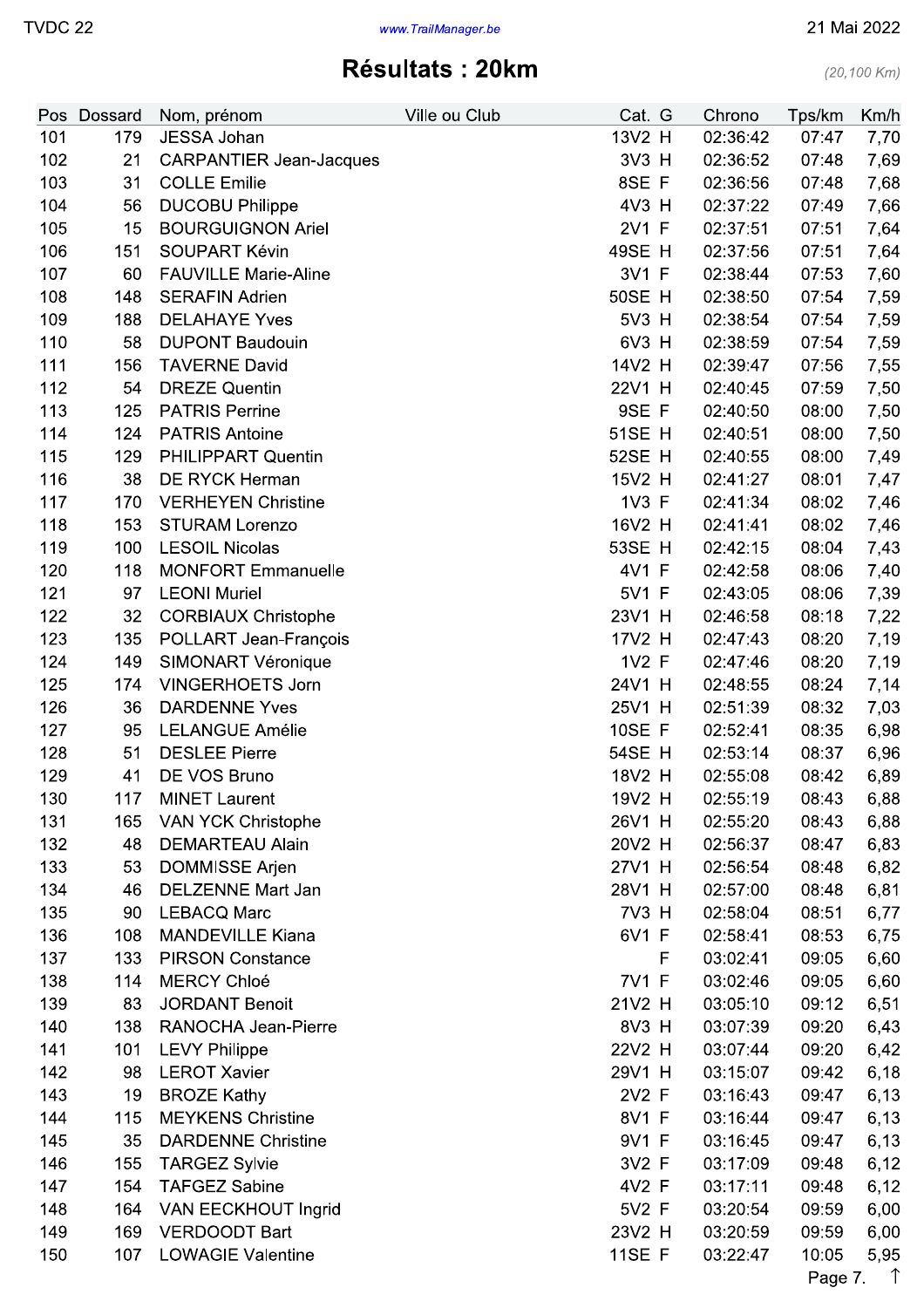TVDC 22 — www.TrailManager.be — 21 Mai 2022

# Résultats : 20km

*(20,100 Km)*

| Pos | Dossard | Nom, prénom | Ville ou Club | Cat. | G | Chrono | Tps/km | Km/h |
|---|---|---|---|---|---|---|---|---|
| 101 | 179 | JESSA Johan | | 13V2 | H | 02:36:42 | 07:47 | 7,70 |
| 102 | 21 | CARPANTIER Jean-Jacques | | 3V3 | H | 02:36:52 | 07:48 | 7,69 |
| 103 | 31 | COLLE Emilie | | 8SE | F | 02:36:56 | 07:48 | 7,68 |
| 104 | 56 | DUCOBU Philippe | | 4V3 | H | 02:37:22 | 07:49 | 7,66 |
| 105 | 15 | BOURGUIGNON Ariel | | 2V1 | F | 02:37:51 | 07:51 | 7,64 |
| 106 | 151 | SOUPART Kévin | | 49SE | H | 02:37:56 | 07:51 | 7,64 |
| 107 | 60 | FAUVILLE Marie-Aline | | 3V1 | F | 02:38:44 | 07:53 | 7,60 |
| 108 | 148 | SERAFIN Adrien | | 50SE | H | 02:38:50 | 07:54 | 7,59 |
| 109 | 188 | DELAHAYE Yves | | 5V3 | H | 02:38:54 | 07:54 | 7,59 |
| 110 | 58 | DUPONT Baudouin | | 6V3 | H | 02:38:59 | 07:54 | 7,59 |
| 111 | 156 | TAVERNE David | | 14V2 | H | 02:39:47 | 07:56 | 7,55 |
| 112 | 54 | DREZE Quentin | | 22V1 | H | 02:40:45 | 07:59 | 7,50 |
| 113 | 125 | PATRIS Perrine | | 9SE | F | 02:40:50 | 08:00 | 7,50 |
| 114 | 124 | PATRIS Antoine | | 51SE | H | 02:40:51 | 08:00 | 7,50 |
| 115 | 129 | PHILIPPART Quentin | | 52SE | H | 02:40:55 | 08:00 | 7,49 |
| 116 | 38 | DE RYCK Herman | | 15V2 | H | 02:41:27 | 08:01 | 7,47 |
| 117 | 170 | VERHEYEN Christine | | 1V3 | F | 02:41:34 | 08:02 | 7,46 |
| 118 | 153 | STURAM Lorenzo | | 16V2 | H | 02:41:41 | 08:02 | 7,46 |
| 119 | 100 | LESOIL Nicolas | | 53SE | H | 02:42:15 | 08:04 | 7,43 |
| 120 | 118 | MONFORT Emmanuelle | | 4V1 | F | 02:42:58 | 08:06 | 7,40 |
| 121 | 97 | LEONI Muriel | | 5V1 | F | 02:43:05 | 08:06 | 7,39 |
| 122 | 32 | CORBIAUX Christophe | | 23V1 | H | 02:46:58 | 08:18 | 7,22 |
| 123 | 135 | POLLART Jean-François | | 17V2 | H | 02:47:43 | 08:20 | 7,19 |
| 124 | 149 | SIMONART Véronique | | 1V2 | F | 02:47:46 | 08:20 | 7,19 |
| 125 | 174 | VINGERHOETS Jorn | | 24V1 | H | 02:48:55 | 08:24 | 7,14 |
| 126 | 36 | DARDENNE Yves | | 25V1 | H | 02:51:39 | 08:32 | 7,03 |
| 127 | 95 | LELANGUE Amélie | | 10SE | F | 02:52:41 | 08:35 | 6,98 |
| 128 | 51 | DESLEE Pierre | | 54SE | H | 02:53:14 | 08:37 | 6,96 |
| 129 | 41 | DE VOS Bruno | | 18V2 | H | 02:55:08 | 08:42 | 6,89 |
| 130 | 117 | MINET Laurent | | 19V2 | H | 02:55:19 | 08:43 | 6,88 |
| 131 | 165 | VAN YCK Christophe | | 26V1 | H | 02:55:20 | 08:43 | 6,88 |
| 132 | 48 | DEMARTEAU Alain | | 20V2 | H | 02:56:37 | 08:47 | 6,83 |
| 133 | 53 | DOMMISSE Arjen | | 27V1 | H | 02:56:54 | 08:48 | 6,82 |
| 134 | 46 | DELZENNE Mart Jan | | 28V1 | H | 02:57:00 | 08:48 | 6,81 |
| 135 | 90 | LEBACQ Marc | | 7V3 | H | 02:58:04 | 08:51 | 6,77 |
| 136 | 108 | MANDEVILLE Kiana | | 6V1 | F | 02:58:41 | 08:53 | 6,75 |
| 137 | 133 | PIRSON Constance | | | F | 03:02:41 | 09:05 | 6,60 |
| 138 | 114 | MERCY Chloé | | 7V1 | F | 03:02:46 | 09:05 | 6,60 |
| 139 | 83 | JORDANT Benoit | | 21V2 | H | 03:05:10 | 09:12 | 6,51 |
| 140 | 138 | RANOCHA Jean-Pierre | | 8V3 | H | 03:07:39 | 09:20 | 6,43 |
| 141 | 101 | LEVY Philippe | | 22V2 | H | 03:07:44 | 09:20 | 6,42 |
| 142 | 98 | LEROT Xavier | | 29V1 | H | 03:15:07 | 09:42 | 6,18 |
| 143 | 19 | BROZE Kathy | | 2V2 | F | 03:16:43 | 09:47 | 6,13 |
| 144 | 115 | MEYKENS Christine | | 8V1 | F | 03:16:44 | 09:47 | 6,13 |
| 145 | 35 | DARDENNE Christine | | 9V1 | F | 03:16:45 | 09:47 | 6,13 |
| 146 | 155 | TARGEZ Sylvie | | 3V2 | F | 03:17:09 | 09:48 | 6,12 |
| 147 | 154 | TAFGEZ Sabine | | 4V2 | F | 03:17:11 | 09:48 | 6,12 |
| 148 | 164 | VAN EECKHOUT Ingrid | | 5V2 | F | 03:20:54 | 09:59 | 6,00 |
| 149 | 169 | VERDOODT Bart | | 23V2 | H | 03:20:59 | 09:59 | 6,00 |
| 150 | 107 | LOWAGIE Valentine | | 11SE | F | 03:22:47 | 10:05 | 5,95 |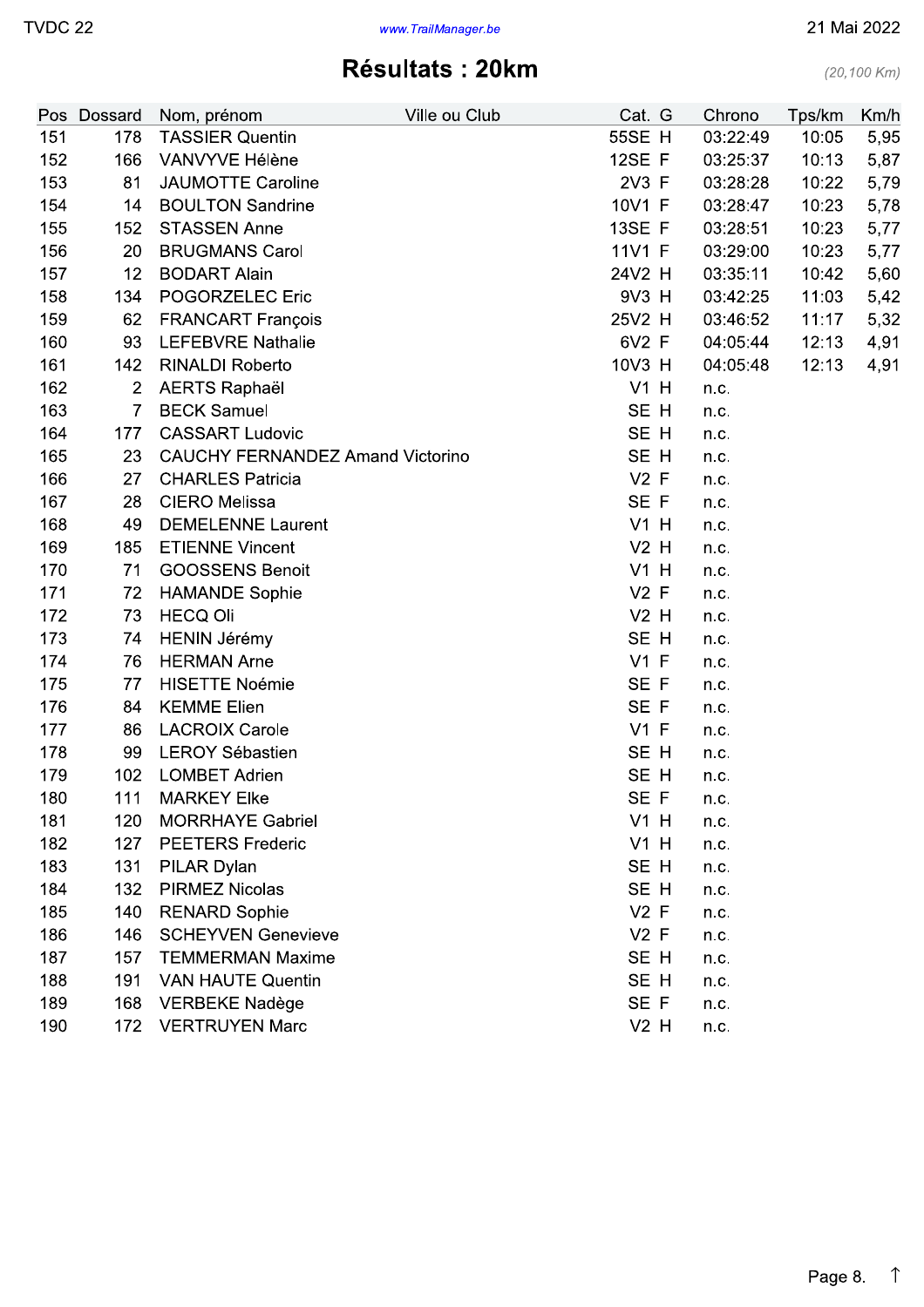TVDC 22 — www.TrailManager.be — 21 Mai 2022

# Résultats : 20km

*(20,100 Km)*

| Pos | Dossard | Nom, prénom | Ville ou Club | Cat. | G | Chrono | Tps/km | Km/h |
|---|---|---|---|---|---|---|---|---|
| 151 | 178 | TASSIER Quentin | | 55SE | H | 03:22:49 | 10:05 | 5,95 |
| 152 | 166 | VANVYVE Hélène | | 12SE | F | 03:25:37 | 10:13 | 5,87 |
| 153 | 81 | JAUMOTTE Caroline | | 2V3 | F | 03:28:28 | 10:22 | 5,79 |
| 154 | 14 | BOULTON Sandrine | | 10V1 | F | 03:28:47 | 10:23 | 5,78 |
| 155 | 152 | STASSEN Anne | | 13SE | F | 03:28:51 | 10:23 | 5,77 |
| 156 | 20 | BRUGMANS Carol | | 11V1 | F | 03:29:00 | 10:23 | 5,77 |
| 157 | 12 | BODART Alain | | 24V2 | H | 03:35:11 | 10:42 | 5,60 |
| 158 | 134 | POGORZELEC Eric | | 9V3 | H | 03:42:25 | 11:03 | 5,42 |
| 159 | 62 | FRANCART François | | 25V2 | H | 03:46:52 | 11:17 | 5,32 |
| 160 | 93 | LEFEBVRE Nathalie | | 6V2 | F | 04:05:44 | 12:13 | 4,91 |
| 161 | 142 | RINALDI Roberto | | 10V3 | H | 04:05:48 | 12:13 | 4,91 |
| 162 | 2 | AERTS Raphaël | | V1 | H | n.c. | | |
| 163 | 7 | BECK Samuel | | SE | H | n.c. | | |
| 164 | 177 | CASSART Ludovic | | SE | H | n.c. | | |
| 165 | 23 | CAUCHY FERNANDEZ Amand Victorino | | SE | H | n.c. | | |
| 166 | 27 | CHARLES Patricia | | V2 | F | n.c. | | |
| 167 | 28 | CIERO Melissa | | SE | F | n.c. | | |
| 168 | 49 | DEMELENNE Laurent | | V1 | H | n.c. | | |
| 169 | 185 | ETIENNE Vincent | | V2 | H | n.c. | | |
| 170 | 71 | GOOSSENS Benoit | | V1 | H | n.c. | | |
| 171 | 72 | HAMANDE Sophie | | V2 | F | n.c. | | |
| 172 | 73 | HECQ Oli | | V2 | H | n.c. | | |
| 173 | 74 | HENIN Jérémy | | SE | H | n.c. | | |
| 174 | 76 | HERMAN Arne | | V1 | F | n.c. | | |
| 175 | 77 | HISETTE Noémie | | SE | F | n.c. | | |
| 176 | 84 | KEMME Elien | | SE | F | n.c. | | |
| 177 | 86 | LACROIX Carole | | V1 | F | n.c. | | |
| 178 | 99 | LEROY Sébastien | | SE | H | n.c. | | |
| 179 | 102 | LOMBET Adrien | | SE | H | n.c. | | |
| 180 | 111 | MARKEY Elke | | SE | F | n.c. | | |
| 181 | 120 | MORRHAYE Gabriel | | V1 | H | n.c. | | |
| 182 | 127 | PEETERS Frederic | | V1 | H | n.c. | | |
| 183 | 131 | PILAR Dylan | | SE | H | n.c. | | |
| 184 | 132 | PIRMEZ Nicolas | | SE | H | n.c. | | |
| 185 | 140 | RENARD Sophie | | V2 | F | n.c. | | |
| 186 | 146 | SCHEYVEN Genevieve | | V2 | F | n.c. | | |
| 187 | 157 | TEMMERMAN Maxime | | SE | H | n.c. | | |
| 188 | 191 | VAN HAUTE Quentin | | SE | H | n.c. | | |
| 189 | 168 | VERBEKE Nadège | | SE | F | n.c. | | |
| 190 | 172 | VERTRUYEN Marc | | V2 | H | n.c. | | |